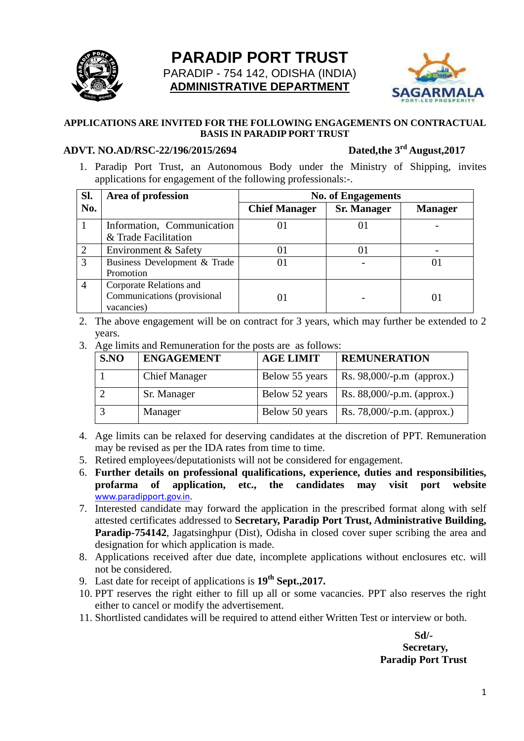# PARADIP PORT TRUST

PARADIP - 754 142, ODISHA (INDIA)

**ADMINISTRATIVE DEPARTMENT**

**APPLICATIONS ARE INVITED FOR THE FOLLOWING ENGAGEMENTS ON CONTRACTUAL BASIS IN PARADIP PORT TRUST**

**ADVT. NO.AD/RSC-22/196/2015/2694** **Dated,the 3rd August,2017**

1. Paradip Port Trust, an Autonomous Body under the Ministry of Shipping, invites applications for engagement of the following professionals:-.

| Sl. No. | Area of profession | No. of Engagements | | |
|---|---|---|---|---|
| | | **Chief Manager** | **Sr. Manager** | **Manager** |
| 1 | Information, Communication & Trade Facilitation | 01 | 01 | - |
| 2 | Environment & Safety | 01 | 01 | - |
| 3 | Business Development & Trade Promotion | 01 | - | 01 |
| 4 | Corporate Relations and Communications (provisional vacancies) | 01 | - | 01 |

2. The above engagement will be on contract for 3 years, which may further be extended to 2 years.
3. Age limits and Remuneration for the posts are as follows:

| S.NO | ENGAGEMENT | AGE LIMIT | REMUNERATION |
|---|---|---|---|
| 1 | Chief Manager | Below 55 years | Rs. 98,000/-p.m (approx.) |
| 2 | Sr. Manager | Below 52 years | Rs. 88,000/-p.m. (approx.) |
| 3 | Manager | Below 50 years | Rs. 78,000/-p.m. (approx.) |

4. Age limits can be relaxed for deserving candidates at the discretion of PPT. Remuneration may be revised as per the IDA rates from time to time.
5. Retired employees/deputationists will not be considered for engagement.
6. **Further details on professional qualifications, experience, duties and responsibilities, profarma of application, etc., the candidates may visit port website** www.paradipport.gov.in.
7. Interested candidate may forward the application in the prescribed format along with self attested certificates addressed to **Secretary, Paradip Port Trust, Administrative Building, Paradip-754142**, Jagatsinghpur (Dist), Odisha in closed cover super scribing the area and designation for which application is made.
8. Applications received after due date, incomplete applications without enclosures etc. will not be considered.
9. Last date for receipt of applications is **19th Sept.,2017.**
10. PPT reserves the right either to fill up all or some vacancies. PPT also reserves the right either to cancel or modify the advertisement.
11. Shortlisted candidates will be required to attend either Written Test or interview or both.

**Sd/-**
**Secretary,**
**Paradip Port Trust**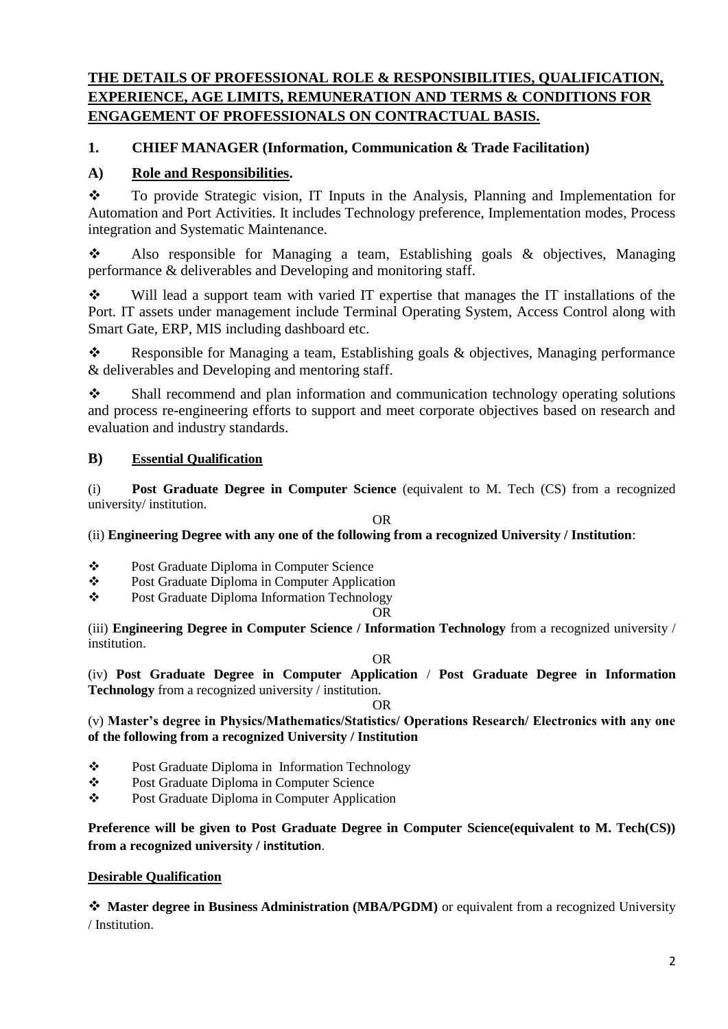## THE DETAILS OF PROFESSIONAL ROLE & RESPONSIBILITIES, QUALIFICATION, EXPERIENCE, AGE LIMITS, REMUNERATION AND TERMS & CONDITIONS FOR ENGAGEMENT OF PROFESSIONALS ON CONTRACTUAL BASIS.

### 1. CHIEF MANAGER (Information, Communication & Trade Facilitation)

### A) Role and Responsibilities.

- To provide Strategic vision, IT Inputs in the Analysis, Planning and Implementation for Automation and Port Activities. It includes Technology preference, Implementation modes, Process integration and Systematic Maintenance.
- Also responsible for Managing a team, Establishing goals & objectives, Managing performance & deliverables and Developing and monitoring staff.
- Will lead a support team with varied IT expertise that manages the IT installations of the Port. IT assets under management include Terminal Operating System, Access Control along with Smart Gate, ERP, MIS including dashboard etc.
- Responsible for Managing a team, Establishing goals & objectives, Managing performance & deliverables and Developing and mentoring staff.
- Shall recommend and plan information and communication technology operating solutions and process re-engineering efforts to support and meet corporate objectives based on research and evaluation and industry standards.

### B) Essential Qualification

(i) **Post Graduate Degree in Computer Science** (equivalent to M. Tech (CS) from a recognized university/ institution.

OR

(ii) **Engineering Degree with any one of the following from a recognized University / Institution**:

- Post Graduate Diploma in Computer Science
- Post Graduate Diploma in Computer Application
- Post Graduate Diploma Information Technology

OR

(iii) **Engineering Degree in Computer Science / Information Technology** from a recognized university / institution.

OR

(iv) **Post Graduate Degree in Computer Application** / **Post Graduate Degree in Information Technology** from a recognized university / institution.

OR

(v) **Master's degree in Physics/Mathematics/Statistics/ Operations Research/ Electronics with any one of the following from a recognized University / Institution**

- Post Graduate Diploma in Information Technology
- Post Graduate Diploma in Computer Science
- Post Graduate Diploma in Computer Application

**Preference will be given to Post Graduate Degree in Computer Science(equivalent to M. Tech(CS)) from a recognized university / institution**.

**Desirable Qualification**

- **Master degree in Business Administration (MBA/PGDM)** or equivalent from a recognized University / Institution.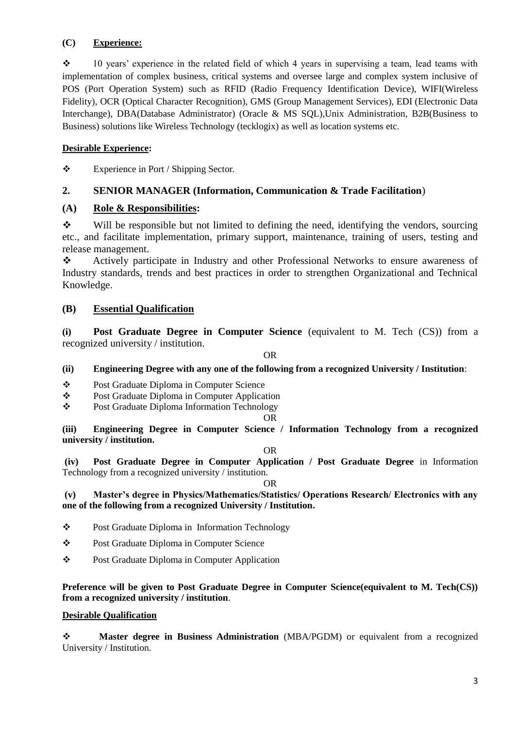**(C) Experience:**

- 10 years' experience in the related field of which 4 years in supervising a team, lead teams with implementation of complex business, critical systems and oversee large and complex system inclusive of POS (Port Operation System) such as RFID (Radio Frequency Identification Device), WIFI(Wireless Fidelity), OCR (Optical Character Recognition), GMS (Group Management Services), EDI (Electronic Data Interchange), DBA(Database Administrator) (Oracle & MS SQL),Unix Administration, B2B(Business to Business) solutions like Wireless Technology (tecklogix) as well as location systems etc.

**Desirable Experience:**

- Experience in Port / Shipping Sector.

## 2. SENIOR MANAGER (Information, Communication & Trade Facilitation)

### (A) Role & Responsibilities:

- Will be responsible but not limited to defining the need, identifying the vendors, sourcing etc., and facilitate implementation, primary support, maintenance, training of users, testing and release management.
- Actively participate in Industry and other Professional Networks to ensure awareness of Industry standards, trends and best practices in order to strengthen Organizational and Technical Knowledge.

### (B) Essential Qualification

**(i) Post Graduate Degree in Computer Science** (equivalent to M. Tech (CS)) from a recognized university / institution.

OR

**(ii) Engineering Degree with any one of the following from a recognized University / Institution**:

- Post Graduate Diploma in Computer Science
- Post Graduate Diploma in Computer Application
- Post Graduate Diploma Information Technology

OR

**(iii) Engineering Degree in Computer Science / Information Technology from a recognized university / institution.**

OR

**(iv) Post Graduate Degree in Computer Application / Post Graduate Degree** in Information Technology from a recognized university / institution.

OR

**(v) Master's degree in Physics/Mathematics/Statistics/ Operations Research/ Electronics with any one of the following from a recognized University / Institution.**

- Post Graduate Diploma in Information Technology
- Post Graduate Diploma in Computer Science
- Post Graduate Diploma in Computer Application

**Preference will be given to Post Graduate Degree in Computer Science(equivalent to M. Tech(CS)) from a recognized university / institution**.

**Desirable Qualification**

- **Master degree in Business Administration** (MBA/PGDM) or equivalent from a recognized University / Institution.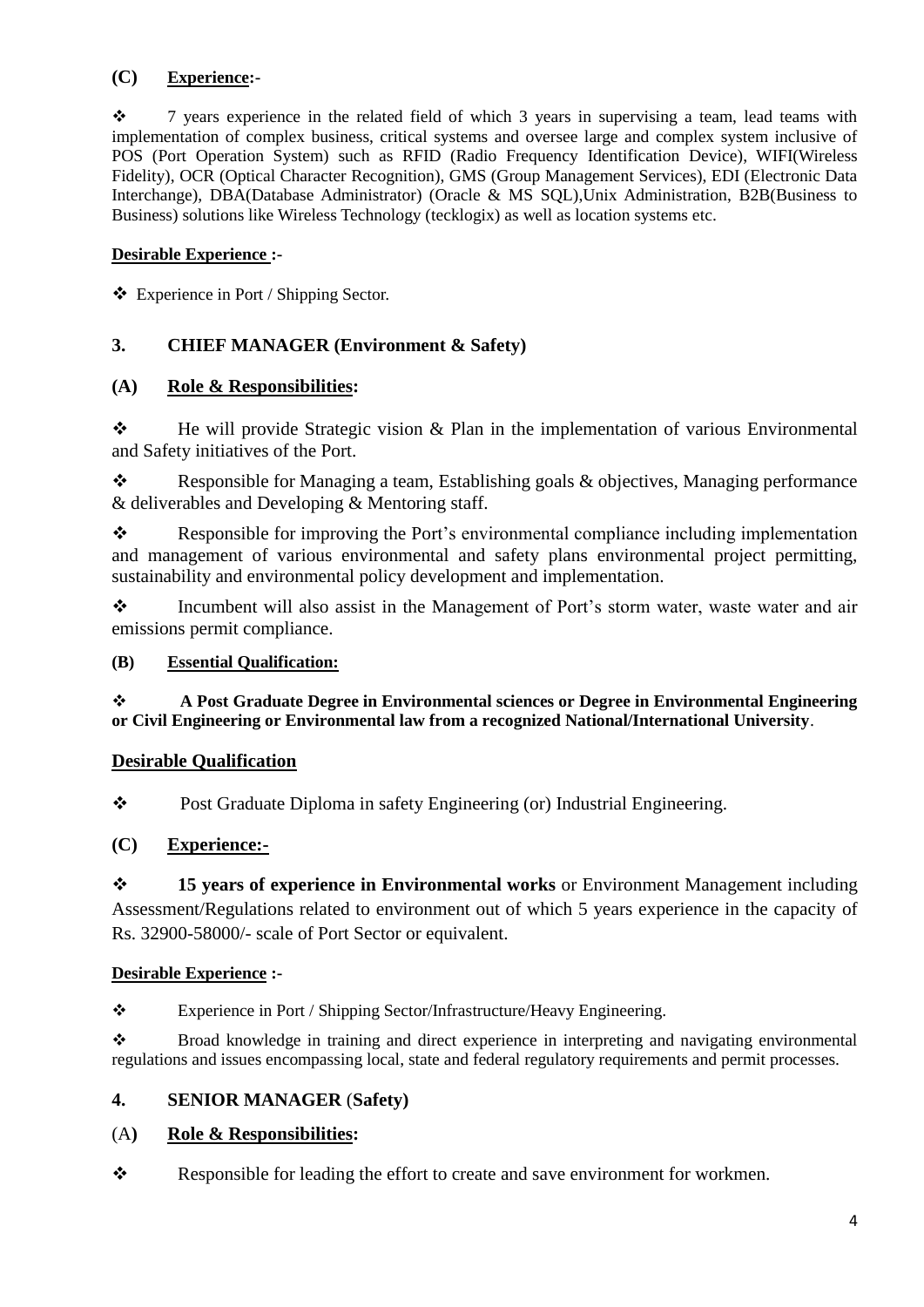**(C) Experience:-**

❖ 7 years experience in the related field of which 3 years in supervising a team, lead teams with implementation of complex business, critical systems and oversee large and complex system inclusive of POS (Port Operation System) such as RFID (Radio Frequency Identification Device), WIFI(Wireless Fidelity), OCR (Optical Character Recognition), GMS (Group Management Services), EDI (Electronic Data Interchange), DBA(Database Administrator) (Oracle & MS SQL),Unix Administration, B2B(Business to Business) solutions like Wireless Technology (tecklogix) as well as location systems etc.

**Desirable Experience :-**

❖ Experience in Port / Shipping Sector.

## 3. CHIEF MANAGER (Environment & Safety)

### (A) Role & Responsibilities:

❖ He will provide Strategic vision & Plan in the implementation of various Environmental and Safety initiatives of the Port.

❖ Responsible for Managing a team, Establishing goals & objectives, Managing performance & deliverables and Developing & Mentoring staff.

❖ Responsible for improving the Port's environmental compliance including implementation and management of various environmental and safety plans environmental project permitting, sustainability and environmental policy development and implementation.

❖ Incumbent will also assist in the Management of Port's storm water, waste water and air emissions permit compliance.

### (B) Essential Qualification:

❖ **A Post Graduate Degree in Environmental sciences or Degree in Environmental Engineering or Civil Engineering or Environmental law from a recognized National/International University**.

**Desirable Qualification**

❖ Post Graduate Diploma in safety Engineering (or) Industrial Engineering.

### (C) Experience:-

❖ **15 years of experience in Environmental works** or Environment Management including Assessment/Regulations related to environment out of which 5 years experience in the capacity of Rs. 32900-58000/- scale of Port Sector or equivalent.

**Desirable Experience :-**

❖ Experience in Port / Shipping Sector/Infrastructure/Heavy Engineering.

❖ Broad knowledge in training and direct experience in interpreting and navigating environmental regulations and issues encompassing local, state and federal regulatory requirements and permit processes.

## 4. SENIOR MANAGER (Safety)

### (A) Role & Responsibilities:

❖ Responsible for leading the effort to create and save environment for workmen.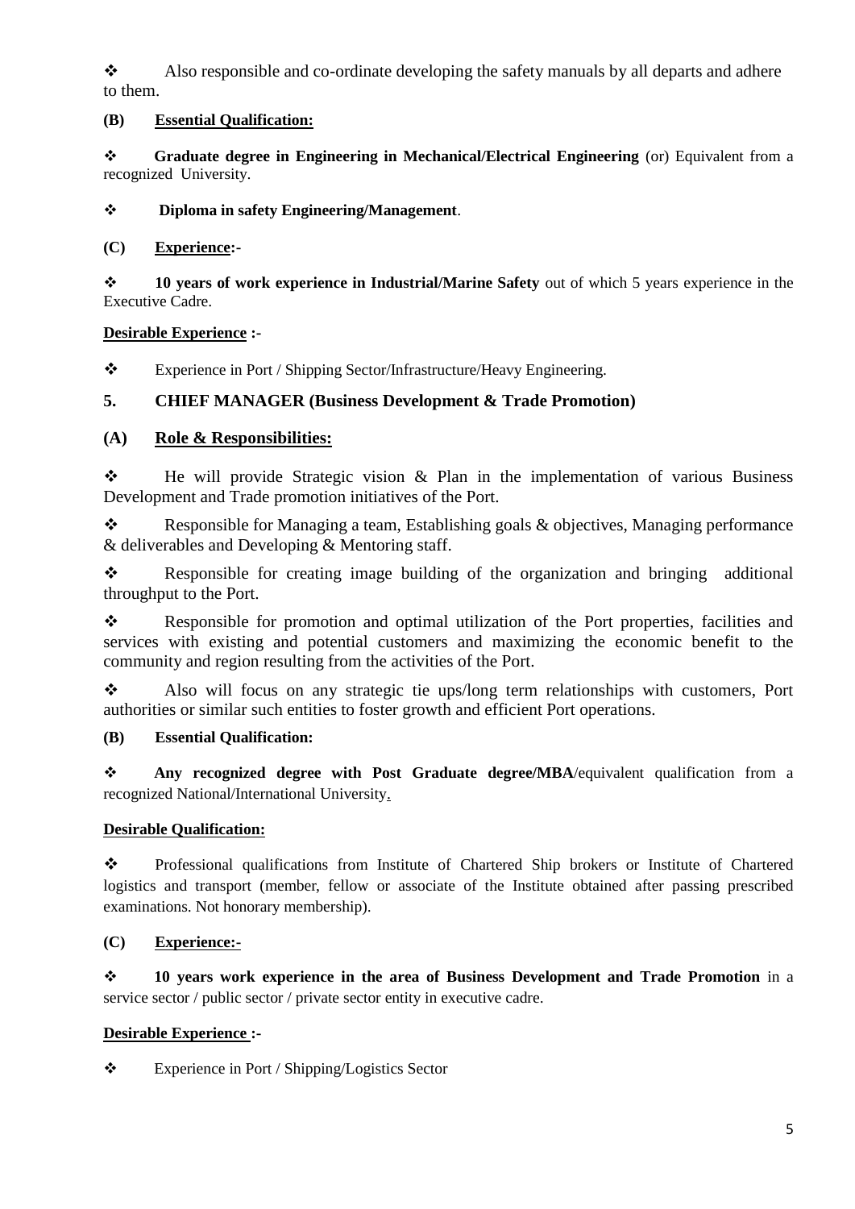- Also responsible and co-ordinate developing the safety manuals by all departs and adhere to them.

**(B) <u>Essential Qualification:</u>**

- **Graduate degree in Engineering in Mechanical/Electrical Engineering** (or) Equivalent from a recognized University.

- **Diploma in safety Engineering/Management**.

**(C) <u>Experience</u>:-**

- **10 years of work experience in Industrial/Marine Safety** out of which 5 years experience in the Executive Cadre.

**<u>Desirable Experience</u> :-**

- Experience in Port / Shipping Sector/Infrastructure/Heavy Engineering.

## 5. CHIEF MANAGER (Business Development & Trade Promotion)

### (A) <u>Role & Responsibilities:</u>

- He will provide Strategic vision & Plan in the implementation of various Business Development and Trade promotion initiatives of the Port.

- Responsible for Managing a team, Establishing goals & objectives, Managing performance & deliverables and Developing & Mentoring staff.

- Responsible for creating image building of the organization and bringing additional throughput to the Port.

- Responsible for promotion and optimal utilization of the Port properties, facilities and services with existing and potential customers and maximizing the economic benefit to the community and region resulting from the activities of the Port.

- Also will focus on any strategic tie ups/long term relationships with customers, Port authorities or similar such entities to foster growth and efficient Port operations.

**(B) Essential Qualification:**

- **Any recognized degree with Post Graduate degree/MBA**/equivalent qualification from a recognized National/International University.

**<u>Desirable Qualification:</u>**

- Professional qualifications from Institute of Chartered Ship brokers or Institute of Chartered logistics and transport (member, fellow or associate of the Institute obtained after passing prescribed examinations. Not honorary membership).

**(C) <u>Experience:-</u>**

- **10 years work experience in the area of Business Development and Trade Promotion** in a service sector / public sector / private sector entity in executive cadre.

**<u>Desirable Experience</u> :-**

- Experience in Port / Shipping/Logistics Sector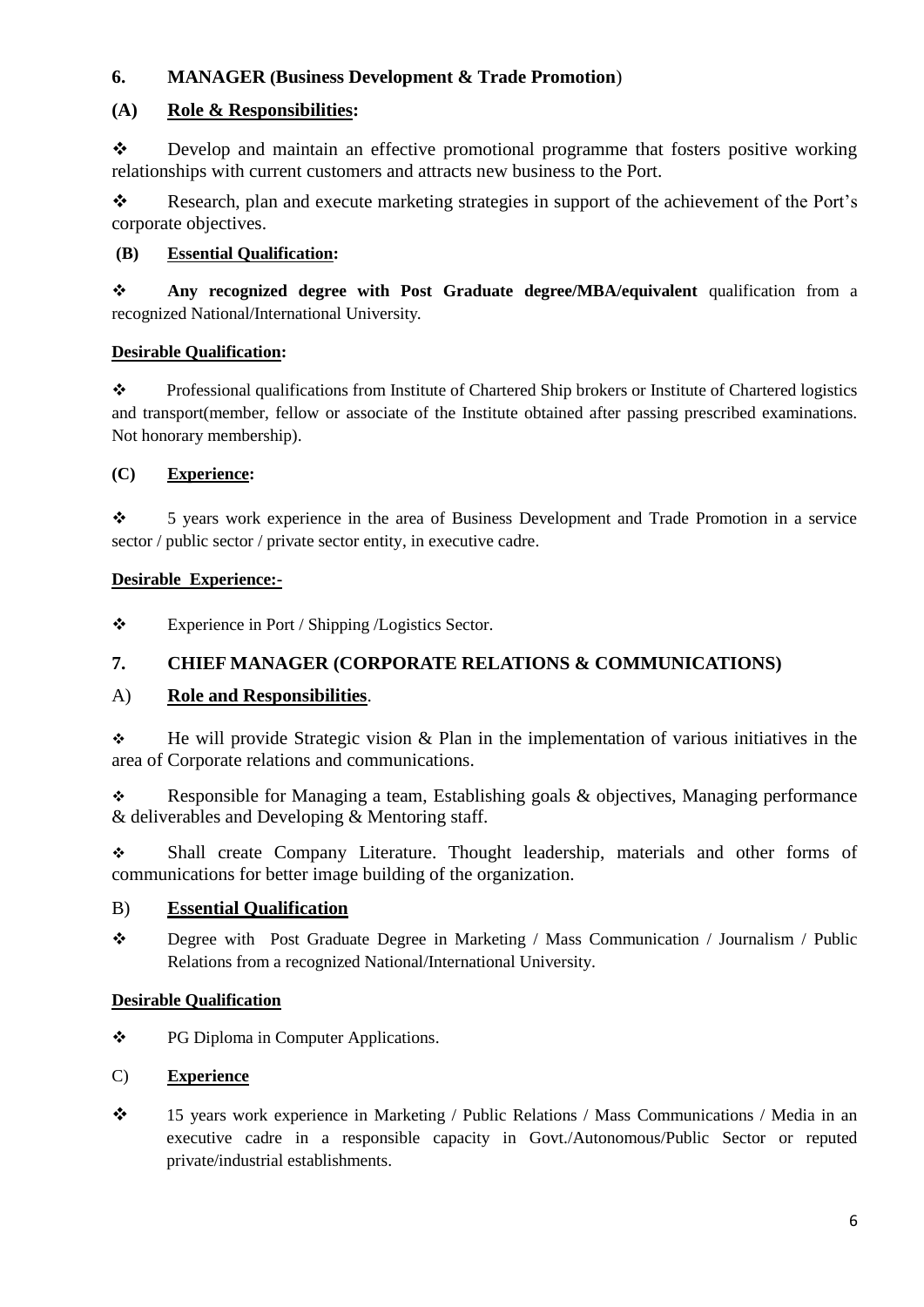## 6. MANAGER (Business Development & Trade Promotion)

### (A) Role & Responsibilities:

- Develop and maintain an effective promotional programme that fosters positive working relationships with current customers and attracts new business to the Port.
- Research, plan and execute marketing strategies in support of the achievement of the Port's corporate objectives.

### (B) Essential Qualification:

- **Any recognized degree with Post Graduate degree/MBA/equivalent** qualification from a recognized National/International University.

**Desirable Qualification:**

- Professional qualifications from Institute of Chartered Ship brokers or Institute of Chartered logistics and transport(member, fellow or associate of the Institute obtained after passing prescribed examinations. Not honorary membership).

### (C) Experience:

- 5 years work experience in the area of Business Development and Trade Promotion in a service sector / public sector / private sector entity, in executive cadre.

**Desirable Experience:-**

- Experience in Port / Shipping /Logistics Sector.

## 7. CHIEF MANAGER (CORPORATE RELATIONS & COMMUNICATIONS)

### A) Role and Responsibilities.

- He will provide Strategic vision & Plan in the implementation of various initiatives in the area of Corporate relations and communications.
- Responsible for Managing a team, Establishing goals & objectives, Managing performance & deliverables and Developing & Mentoring staff.
- Shall create Company Literature. Thought leadership, materials and other forms of communications for better image building of the organization.

### B) Essential Qualification

- Degree with Post Graduate Degree in Marketing / Mass Communication / Journalism / Public Relations from a recognized National/International University.

**Desirable Qualification**

- PG Diploma in Computer Applications.

### C) Experience

- 15 years work experience in Marketing / Public Relations / Mass Communications / Media in an executive cadre in a responsible capacity in Govt./Autonomous/Public Sector or reputed private/industrial establishments.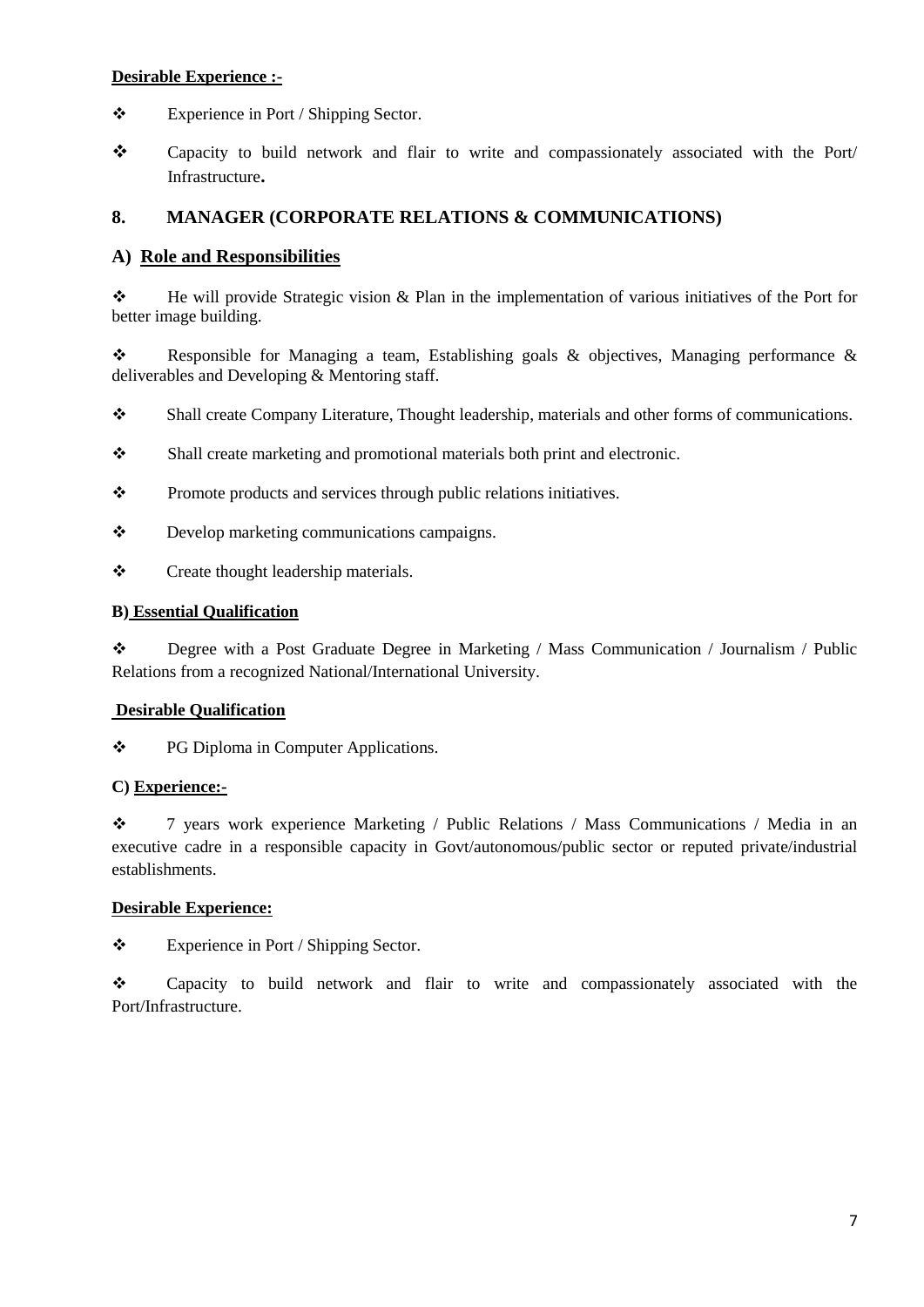**Desirable Experience :-**

- Experience in Port / Shipping Sector.
- Capacity to build network and flair to write and compassionately associated with the Port/ Infrastructure**.**

## 8. MANAGER (CORPORATE RELATIONS & COMMUNICATIONS)

### A) Role and Responsibilities

- He will provide Strategic vision & Plan in the implementation of various initiatives of the Port for better image building.
- Responsible for Managing a team, Establishing goals & objectives, Managing performance & deliverables and Developing & Mentoring staff.
- Shall create Company Literature, Thought leadership, materials and other forms of communications.
- Shall create marketing and promotional materials both print and electronic.
- Promote products and services through public relations initiatives.
- Develop marketing communications campaigns.
- Create thought leadership materials.

**B) Essential Qualification**

- Degree with a Post Graduate Degree in Marketing / Mass Communication / Journalism / Public Relations from a recognized National/International University.

**Desirable Qualification**

- PG Diploma in Computer Applications.

**C) Experience:-**

- 7 years work experience Marketing / Public Relations / Mass Communications / Media in an executive cadre in a responsible capacity in Govt/autonomous/public sector or reputed private/industrial establishments.

**Desirable Experience:**

- Experience in Port / Shipping Sector.
- Capacity to build network and flair to write and compassionately associated with the Port/Infrastructure.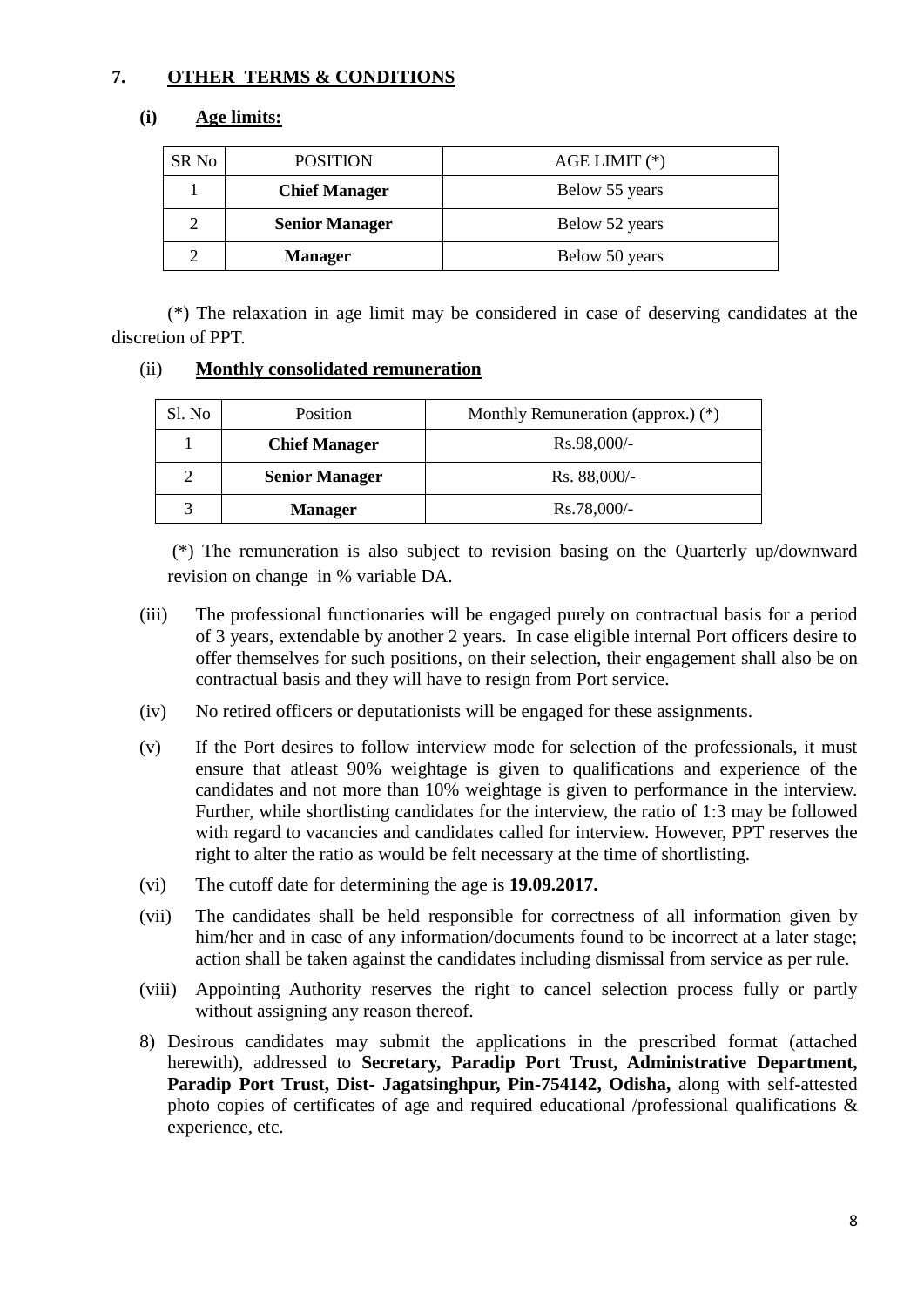**7. OTHER TERMS & CONDITIONS**

**(i) Age limits:**

| SR No | POSITION | AGE LIMIT (*) |
|---|---|---|
| 1 | **Chief Manager** | Below 55 years |
| 2 | **Senior Manager** | Below 52 years |
| 2 | **Manager** | Below 50 years |

(*) The relaxation in age limit may be considered in case of deserving candidates at the discretion of PPT.

(ii) **Monthly consolidated remuneration**

| Sl. No | Position | Monthly Remuneration (approx.) (*) |
|---|---|---|
| 1 | **Chief Manager** | Rs.98,000/- |
| 2 | **Senior Manager** | Rs. 88,000/- |
| 3 | **Manager** | Rs.78,000/- |

(*) The remuneration is also subject to revision basing on the Quarterly up/downward revision on change in % variable DA.

(iii) The professional functionaries will be engaged purely on contractual basis for a period of 3 years, extendable by another 2 years. In case eligible internal Port officers desire to offer themselves for such positions, on their selection, their engagement shall also be on contractual basis and they will have to resign from Port service.

(iv) No retired officers or deputationists will be engaged for these assignments.

(v) If the Port desires to follow interview mode for selection of the professionals, it must ensure that atleast 90% weightage is given to qualifications and experience of the candidates and not more than 10% weightage is given to performance in the interview. Further, while shortlisting candidates for the interview, the ratio of 1:3 may be followed with regard to vacancies and candidates called for interview. However, PPT reserves the right to alter the ratio as would be felt necessary at the time of shortlisting.

(vi) The cutoff date for determining the age is **19.09.2017.**

(vii) The candidates shall be held responsible for correctness of all information given by him/her and in case of any information/documents found to be incorrect at a later stage; action shall be taken against the candidates including dismissal from service as per rule.

(viii) Appointing Authority reserves the right to cancel selection process fully or partly without assigning any reason thereof.

8) Desirous candidates may submit the applications in the prescribed format (attached herewith), addressed to **Secretary, Paradip Port Trust, Administrative Department, Paradip Port Trust, Dist- Jagatsinghpur, Pin-754142, Odisha,** along with self-attested photo copies of certificates of age and required educational /professional qualifications & experience, etc.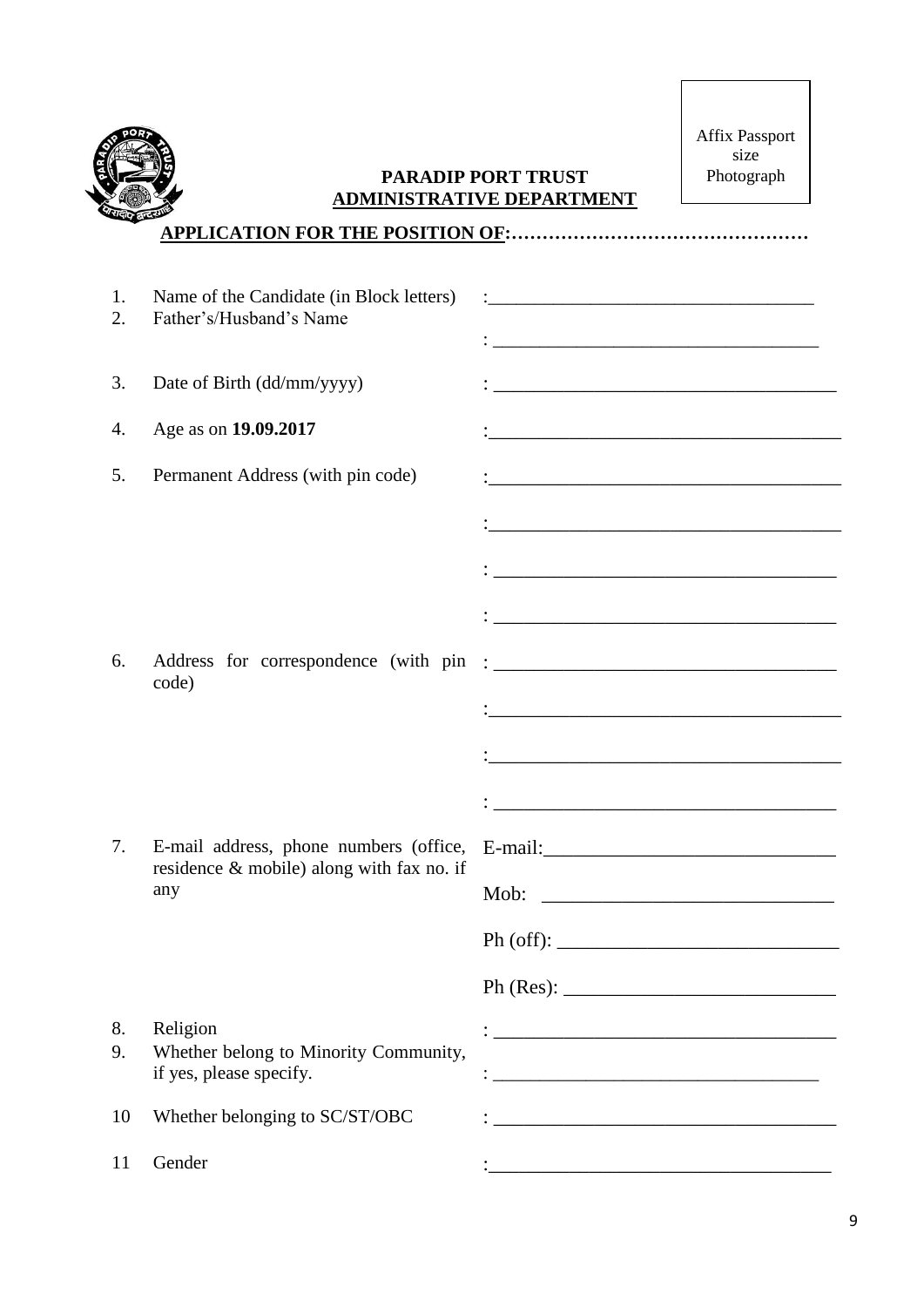Affix Passport size Photograph

**PARADIP PORT TRUST**
**ADMINISTRATIVE DEPARTMENT**

**APPLICATION FOR THE POSITION OF:…………………………………………**

| | | |
|---|---|---|
| 1. | Name of the Candidate (in Block letters) | :___________________________________ |
| 2. | Father's/Husband's Name | : ___________________________________ |
| 3. | Date of Birth (dd/mm/yyyy) | : ___________________________________ |
| 4. | Age as on **19.09.2017** | :___________________________________ |
| 5. | Permanent Address (with pin code) | :___________________________________ |
| | | :___________________________________ |
| | | : ___________________________________ |
| | | : ___________________________________ |
| 6. | Address for correspondence (with pin code) | : ___________________________________ |
| | | :___________________________________ |
| | | :___________________________________ |
| | | : ___________________________________ |
| 7. | E-mail address, phone numbers (office, residence & mobile) along with fax no. if any | E-mail:_____________________________ |
| | | Mob: _____________________________ |
| | | Ph (off): ____________________________ |
| | | Ph (Res): ___________________________ |
| 8. | Religion | : ___________________________________ |
| 9. | Whether belong to Minority Community, if yes, please specify. | : ___________________________________ |
| 10 | Whether belonging to SC/ST/OBC | : ___________________________________ |
| 11 | Gender | :___________________________________ |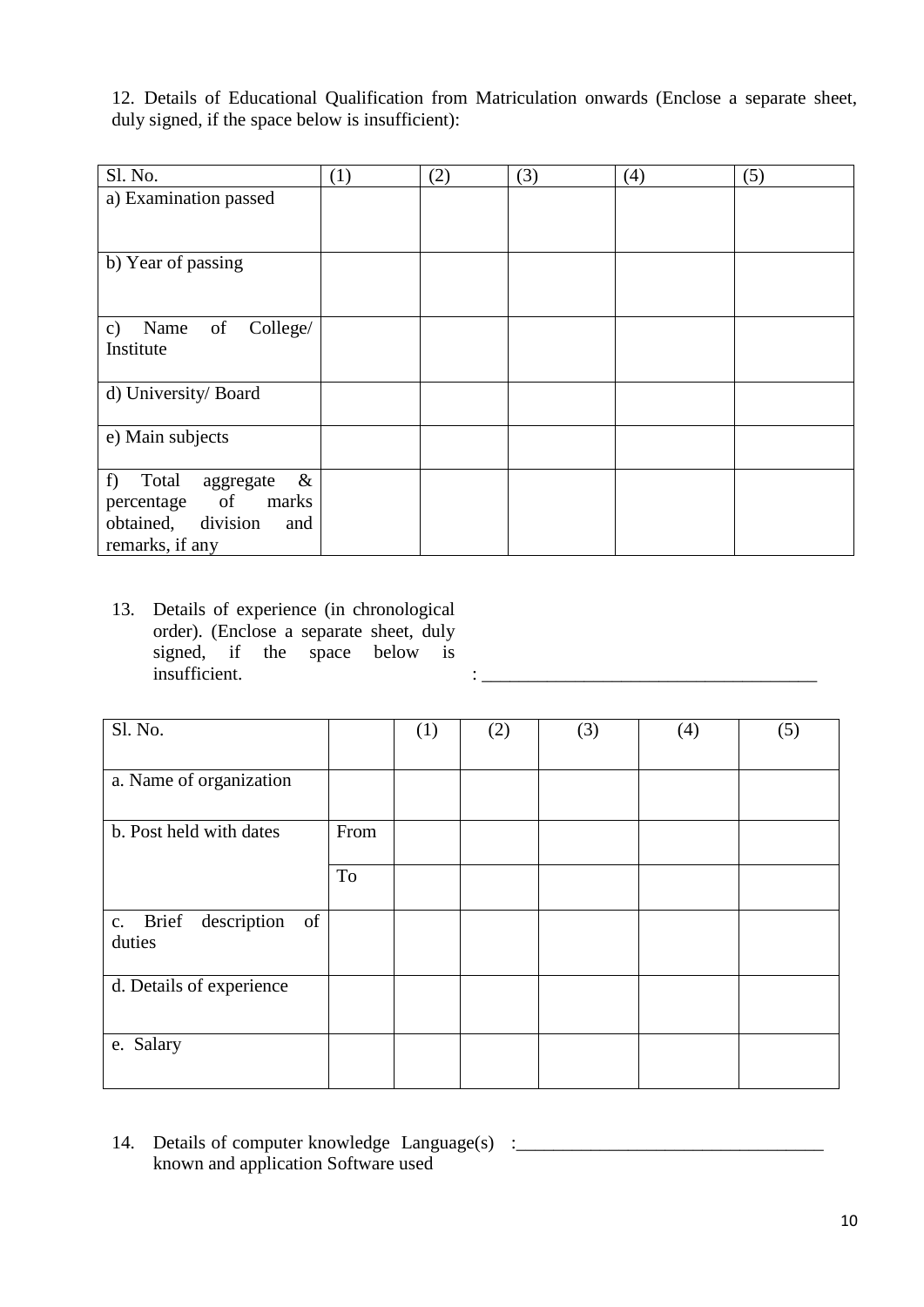12. Details of Educational Qualification from Matriculation onwards (Enclose a separate sheet, duly signed, if the space below is insufficient):

| Sl. No. | (1) | (2) | (3) | (4) | (5) |
|---|---|---|---|---|---|
| a) Examination passed | | | | | |
| b) Year of passing | | | | | |
| c) Name of College/ Institute | | | | | |
| d) University/ Board | | | | | |
| e) Main subjects | | | | | |
| f) Total aggregate & percentage of marks obtained, division and remarks, if any | | | | | |

13. Details of experience (in chronological order). (Enclose a separate sheet, duly signed, if the space below is insufficient. : ___________________________________

| Sl. No. | | (1) | (2) | (3) | (4) | (5) |
|---|---|---|---|---|---|---|
| a. Name of organization | | | | | | |
| b. Post held with dates | From | | | | | |
| | To | | | | | |
| c. Brief description of duties | | | | | | |
| d. Details of experience | | | | | | |
| e. Salary | | | | | | |

14. Details of computer knowledge Language(s) known and application Software used :________________________________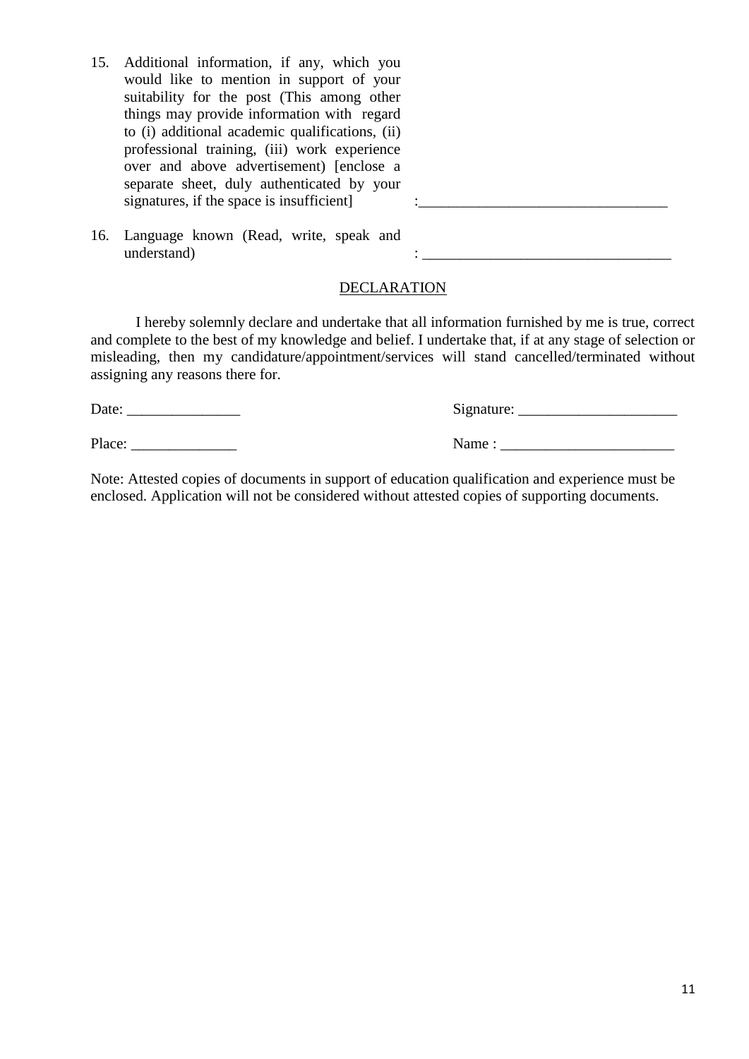15. Additional information, if any, which you would like to mention in support of your suitability for the post (This among other things may provide information with regard to (i) additional academic qualifications, (ii) professional training, (iii) work experience over and above advertisement) [enclose a separate sheet, duly authenticated by your signatures, if the space is insufficient] :________________________________

16. Language known (Read, write, speak and understand) : ________________________________

## DECLARATION

I hereby solemnly declare and undertake that all information furnished by me is true, correct and complete to the best of my knowledge and belief. I undertake that, if at any stage of selection or misleading, then my candidature/appointment/services will stand cancelled/terminated without assigning any reasons there for.

Date: _______________ Signature: _____________________

Place: ______________ Name : _______________________

Note: Attested copies of documents in support of education qualification and experience must be enclosed. Application will not be considered without attested copies of supporting documents.